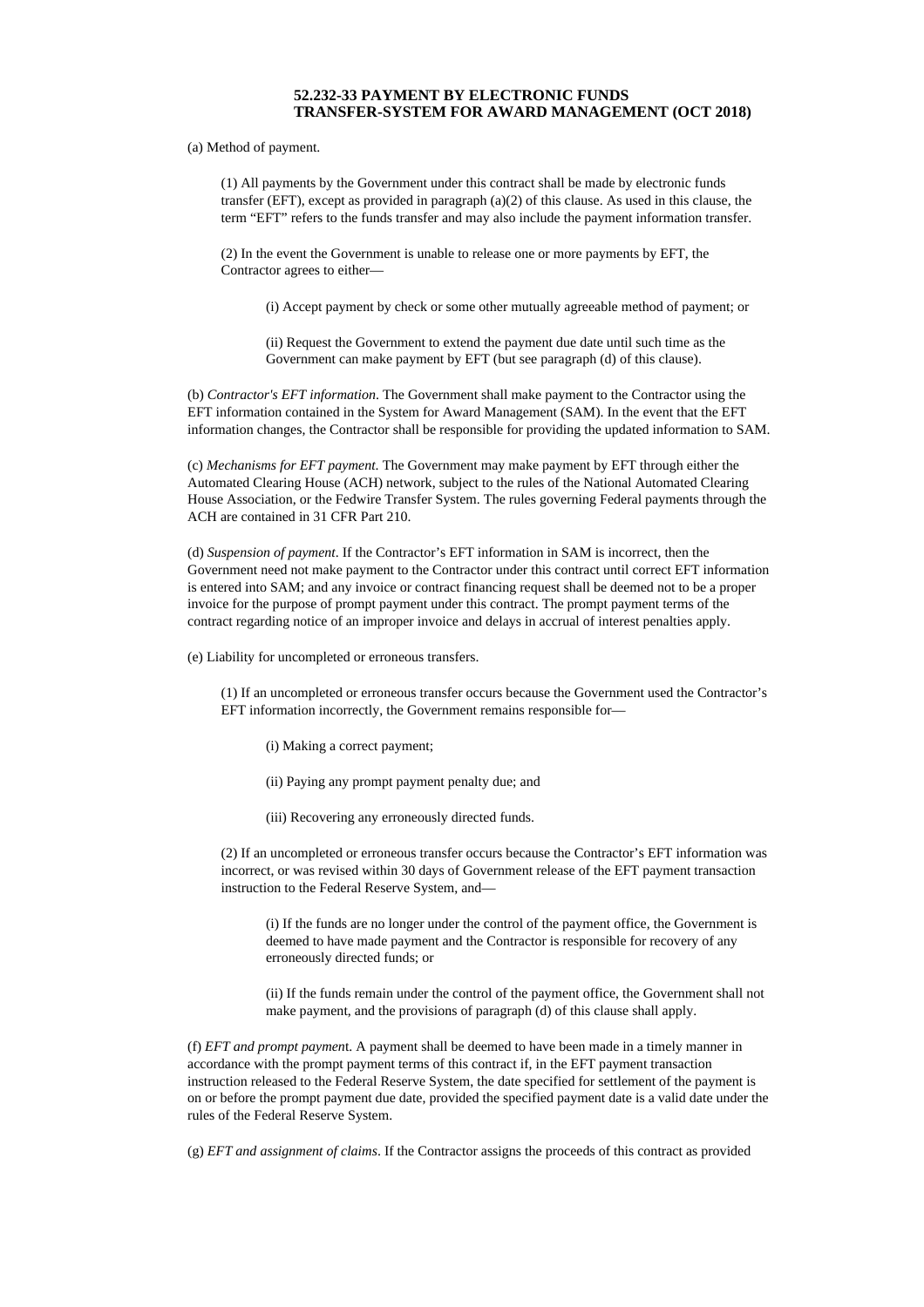## 52.232-33 PAYMENT BY ELECTRONIC FUNDS TRANSFER-SYSTEM FOR AWARD MANAGEMENT (OCT 2018)

(a) Method of payment.

(1) All payments by the Government under this contract shall be made by electronic funds transfer (EFT), except as provided in paragraph (a)(2) of this clause. As used in this clause, the term "EFT" refers to the funds transfer and may also include the payment information transfer.

(2) In the event the Government is unable to release one or more payments by EFT, the Contractor agrees to either—

(i) Accept payment by check or some other mutually agreeable method of payment; or

(ii) Request the Government to extend the payment due date until such time as the Government can make payment by EFT (but see paragraph (d) of this clause).

(b) *Contractor's EFT information*. The Government shall make payment to the Contractor using the EFT information contained in the System for Award Management (SAM). In the event that the EFT information changes, the Contractor shall be responsible for providing the updated information to SAM.

(c) *Mechanisms for EFT payment*. The Government may make payment by EFT through either the Automated Clearing House (ACH) network, subject to the rules of the National Automated Clearing House Association, or the Fedwire Transfer System. The rules governing Federal payments through the ACH are contained in 31 CFR Part 210.

(d) *Suspension of payment*. If the Contractor's EFT information in SAM is incorrect, then the Government need not make payment to the Contractor under this contract until correct EFT information is entered into SAM; and any invoice or contract financing request shall be deemed not to be a proper invoice for the purpose of prompt payment under this contract. The prompt payment terms of the contract regarding notice of an improper invoice and delays in accrual of interest penalties apply.

(e) Liability for uncompleted or erroneous transfers.

(1) If an uncompleted or erroneous transfer occurs because the Government used the Contractor's EFT information incorrectly, the Government remains responsible for—

(i) Making a correct payment;

(ii) Paying any prompt payment penalty due; and

(iii) Recovering any erroneously directed funds.

(2) If an uncompleted or erroneous transfer occurs because the Contractor's EFT information was incorrect, or was revised within 30 days of Government release of the EFT payment transaction instruction to the Federal Reserve System, and—

(i) If the funds are no longer under the control of the payment office, the Government is deemed to have made payment and the Contractor is responsible for recovery of any erroneously directed funds; or

(ii) If the funds remain under the control of the payment office, the Government shall not make payment, and the provisions of paragraph (d) of this clause shall apply.

(f) *EFT and prompt payment*. A payment shall be deemed to have been made in a timely manner in accordance with the prompt payment terms of this contract if, in the EFT payment transaction instruction released to the Federal Reserve System, the date specified for settlement of the payment is on or before the prompt payment due date, provided the specified payment date is a valid date under the rules of the Federal Reserve System.

(g) *EFT and assignment of claims*. If the Contractor assigns the proceeds of this contract as provided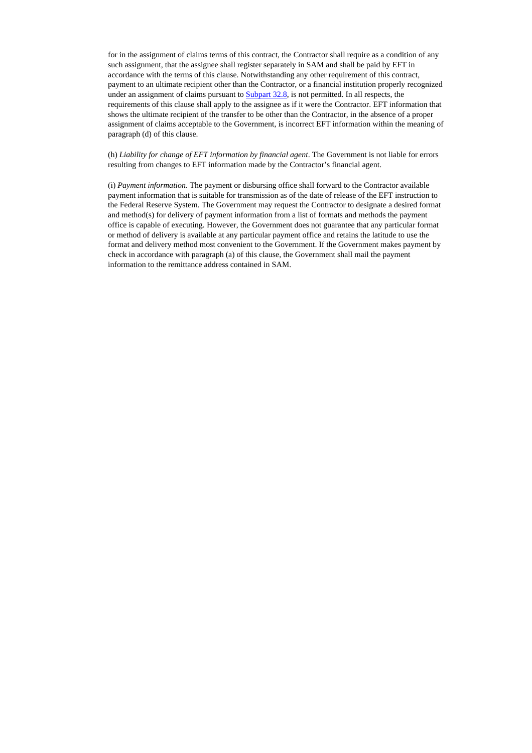for in the assignment of claims terms of this contract, the Contractor shall require as a condition of any such assignment, that the assignee shall register separately in SAM and shall be paid by EFT in accordance with the terms of this clause. Notwithstanding any other requirement of this contract, payment to an ultimate recipient other than the Contractor, or a financial institution properly recognized under an assignment of claims pursuant to Subpart 32.8, is not permitted. In all respects, the requirements of this clause shall apply to the assignee as if it were the Contractor. EFT information that shows the ultimate recipient of the transfer to be other than the Contractor, in the absence of a proper assignment of claims acceptable to the Government, is incorrect EFT information within the meaning of paragraph (d) of this clause.

(h) *Liability for change of EFT information by financial agent*. The Government is not liable for errors resulting from changes to EFT information made by the Contractor's financial agent.

(i) *Payment information*. The payment or disbursing office shall forward to the Contractor available payment information that is suitable for transmission as of the date of release of the EFT instruction to the Federal Reserve System. The Government may request the Contractor to designate a desired format and method(s) for delivery of payment information from a list of formats and methods the payment office is capable of executing. However, the Government does not guarantee that any particular format or method of delivery is available at any particular payment office and retains the latitude to use the format and delivery method most convenient to the Government. If the Government makes payment by check in accordance with paragraph (a) of this clause, the Government shall mail the payment information to the remittance address contained in SAM.